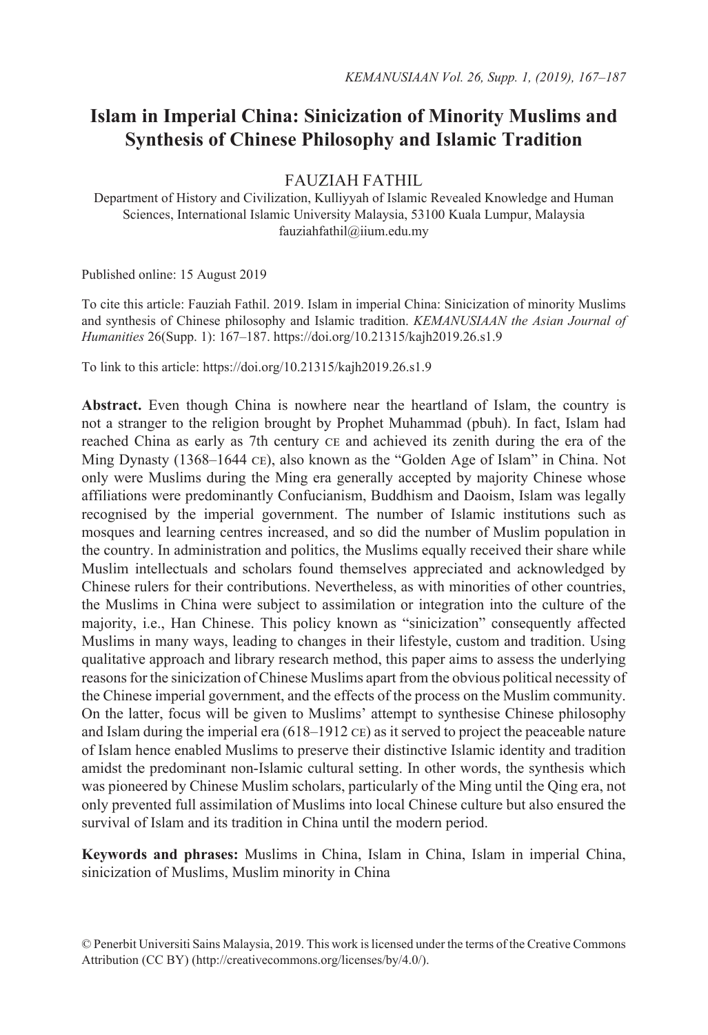# Islam in Imperial China: Sinicization of Minority Muslims and Synthesis of Chinese Philosophy and Islamic Tradition

FAUZIAH FATHIL

Department of History and Civilization, Kulliyyah of Islamic Revealed Knowledge and Human Sciences, International Islamic University Malaysia, 53100 Kuala Lumpur, Malaysia
fauziahfathil@iium.edu.my

Published online: 15 August 2019

To cite this article: Fauziah Fathil. 2019. Islam in imperial China: Sinicization of minority Muslims and synthesis of Chinese philosophy and Islamic tradition. *KEMANUSIAAN the Asian Journal of Humanities* 26(Supp. 1): 167–187. https://doi.org/10.21315/kajh2019.26.s1.9

To link to this article: https://doi.org/10.21315/kajh2019.26.s1.9

**Abstract.** Even though China is nowhere near the heartland of Islam, the country is not a stranger to the religion brought by Prophet Muhammad (pbuh). In fact, Islam had reached China as early as 7th century CE and achieved its zenith during the era of the Ming Dynasty (1368–1644 CE), also known as the "Golden Age of Islam" in China. Not only were Muslims during the Ming era generally accepted by majority Chinese whose affiliations were predominantly Confucianism, Buddhism and Daoism, Islam was legally recognised by the imperial government. The number of Islamic institutions such as mosques and learning centres increased, and so did the number of Muslim population in the country. In administration and politics, the Muslims equally received their share while Muslim intellectuals and scholars found themselves appreciated and acknowledged by Chinese rulers for their contributions. Nevertheless, as with minorities of other countries, the Muslims in China were subject to assimilation or integration into the culture of the majority, i.e., Han Chinese. This policy known as "sinicization" consequently affected Muslims in many ways, leading to changes in their lifestyle, custom and tradition. Using qualitative approach and library research method, this paper aims to assess the underlying reasons for the sinicization of Chinese Muslims apart from the obvious political necessity of the Chinese imperial government, and the effects of the process on the Muslim community. On the latter, focus will be given to Muslims' attempt to synthesise Chinese philosophy and Islam during the imperial era (618–1912 CE) as it served to project the peaceable nature of Islam hence enabled Muslims to preserve their distinctive Islamic identity and tradition amidst the predominant non-Islamic cultural setting. In other words, the synthesis which was pioneered by Chinese Muslim scholars, particularly of the Ming until the Qing era, not only prevented full assimilation of Muslims into local Chinese culture but also ensured the survival of Islam and its tradition in China until the modern period.

**Keywords and phrases:** Muslims in China, Islam in China, Islam in imperial China, sinicization of Muslims, Muslim minority in China

© Penerbit Universiti Sains Malaysia, 2019. This work is licensed under the terms of the Creative Commons Attribution (CC BY) (http://creativecommons.org/licenses/by/4.0/).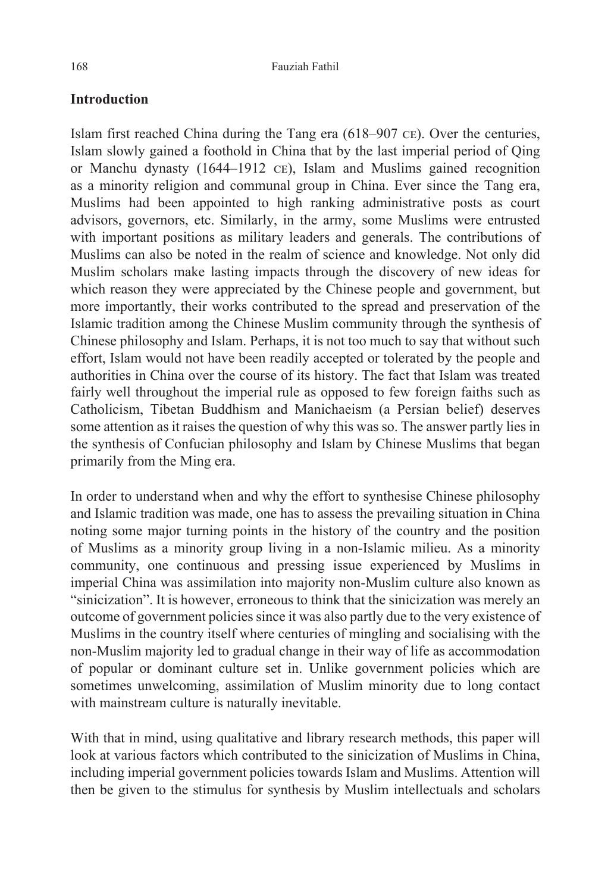## Introduction

Islam first reached China during the Tang era (618–907 CE). Over the centuries, Islam slowly gained a foothold in China that by the last imperial period of Qing or Manchu dynasty (1644–1912 CE), Islam and Muslims gained recognition as a minority religion and communal group in China. Ever since the Tang era, Muslims had been appointed to high ranking administrative posts as court advisors, governors, etc. Similarly, in the army, some Muslims were entrusted with important positions as military leaders and generals. The contributions of Muslims can also be noted in the realm of science and knowledge. Not only did Muslim scholars make lasting impacts through the discovery of new ideas for which reason they were appreciated by the Chinese people and government, but more importantly, their works contributed to the spread and preservation of the Islamic tradition among the Chinese Muslim community through the synthesis of Chinese philosophy and Islam. Perhaps, it is not too much to say that without such effort, Islam would not have been readily accepted or tolerated by the people and authorities in China over the course of its history. The fact that Islam was treated fairly well throughout the imperial rule as opposed to few foreign faiths such as Catholicism, Tibetan Buddhism and Manichaeism (a Persian belief) deserves some attention as it raises the question of why this was so. The answer partly lies in the synthesis of Confucian philosophy and Islam by Chinese Muslims that began primarily from the Ming era.

In order to understand when and why the effort to synthesise Chinese philosophy and Islamic tradition was made, one has to assess the prevailing situation in China noting some major turning points in the history of the country and the position of Muslims as a minority group living in a non-Islamic milieu. As a minority community, one continuous and pressing issue experienced by Muslims in imperial China was assimilation into majority non-Muslim culture also known as "sinicization". It is however, erroneous to think that the sinicization was merely an outcome of government policies since it was also partly due to the very existence of Muslims in the country itself where centuries of mingling and socialising with the non-Muslim majority led to gradual change in their way of life as accommodation of popular or dominant culture set in. Unlike government policies which are sometimes unwelcoming, assimilation of Muslim minority due to long contact with mainstream culture is naturally inevitable.

With that in mind, using qualitative and library research methods, this paper will look at various factors which contributed to the sinicization of Muslims in China, including imperial government policies towards Islam and Muslims. Attention will then be given to the stimulus for synthesis by Muslim intellectuals and scholars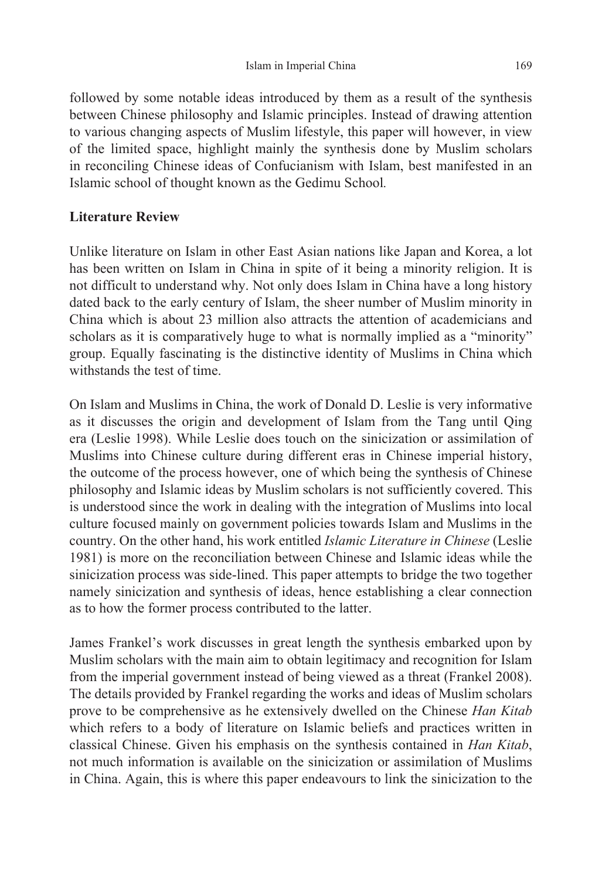followed by some notable ideas introduced by them as a result of the synthesis between Chinese philosophy and Islamic principles. Instead of drawing attention to various changing aspects of Muslim lifestyle, this paper will however, in view of the limited space, highlight mainly the synthesis done by Muslim scholars in reconciling Chinese ideas of Confucianism with Islam, best manifested in an Islamic school of thought known as the Gedimu School.

## Literature Review

Unlike literature on Islam in other East Asian nations like Japan and Korea, a lot has been written on Islam in China in spite of it being a minority religion. It is not difficult to understand why. Not only does Islam in China have a long history dated back to the early century of Islam, the sheer number of Muslim minority in China which is about 23 million also attracts the attention of academicians and scholars as it is comparatively huge to what is normally implied as a "minority" group. Equally fascinating is the distinctive identity of Muslims in China which withstands the test of time.

On Islam and Muslims in China, the work of Donald D. Leslie is very informative as it discusses the origin and development of Islam from the Tang until Qing era (Leslie 1998). While Leslie does touch on the sinicization or assimilation of Muslims into Chinese culture during different eras in Chinese imperial history, the outcome of the process however, one of which being the synthesis of Chinese philosophy and Islamic ideas by Muslim scholars is not sufficiently covered. This is understood since the work in dealing with the integration of Muslims into local culture focused mainly on government policies towards Islam and Muslims in the country. On the other hand, his work entitled *Islamic Literature in Chinese* (Leslie 1981) is more on the reconciliation between Chinese and Islamic ideas while the sinicization process was side-lined. This paper attempts to bridge the two together namely sinicization and synthesis of ideas, hence establishing a clear connection as to how the former process contributed to the latter.

James Frankel's work discusses in great length the synthesis embarked upon by Muslim scholars with the main aim to obtain legitimacy and recognition for Islam from the imperial government instead of being viewed as a threat (Frankel 2008). The details provided by Frankel regarding the works and ideas of Muslim scholars prove to be comprehensive as he extensively dwelled on the Chinese *Han Kitab* which refers to a body of literature on Islamic beliefs and practices written in classical Chinese. Given his emphasis on the synthesis contained in *Han Kitab*, not much information is available on the sinicization or assimilation of Muslims in China. Again, this is where this paper endeavours to link the sinicization to the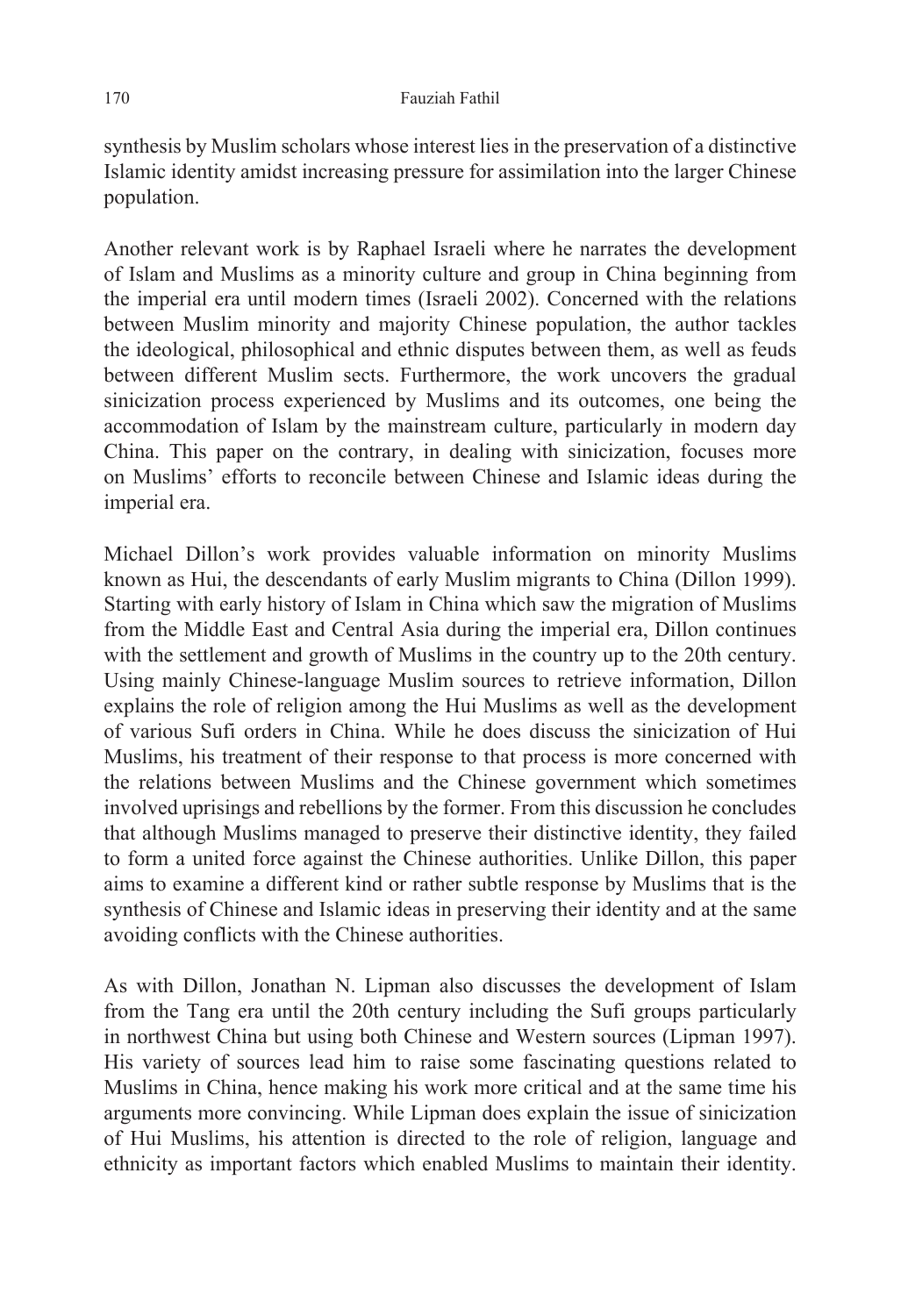synthesis by Muslim scholars whose interest lies in the preservation of a distinctive Islamic identity amidst increasing pressure for assimilation into the larger Chinese population.

Another relevant work is by Raphael Israeli where he narrates the development of Islam and Muslims as a minority culture and group in China beginning from the imperial era until modern times (Israeli 2002). Concerned with the relations between Muslim minority and majority Chinese population, the author tackles the ideological, philosophical and ethnic disputes between them, as well as feuds between different Muslim sects. Furthermore, the work uncovers the gradual sinicization process experienced by Muslims and its outcomes, one being the accommodation of Islam by the mainstream culture, particularly in modern day China. This paper on the contrary, in dealing with sinicization, focuses more on Muslims' efforts to reconcile between Chinese and Islamic ideas during the imperial era.

Michael Dillon's work provides valuable information on minority Muslims known as Hui, the descendants of early Muslim migrants to China (Dillon 1999). Starting with early history of Islam in China which saw the migration of Muslims from the Middle East and Central Asia during the imperial era, Dillon continues with the settlement and growth of Muslims in the country up to the 20th century. Using mainly Chinese-language Muslim sources to retrieve information, Dillon explains the role of religion among the Hui Muslims as well as the development of various Sufi orders in China. While he does discuss the sinicization of Hui Muslims, his treatment of their response to that process is more concerned with the relations between Muslims and the Chinese government which sometimes involved uprisings and rebellions by the former. From this discussion he concludes that although Muslims managed to preserve their distinctive identity, they failed to form a united force against the Chinese authorities. Unlike Dillon, this paper aims to examine a different kind or rather subtle response by Muslims that is the synthesis of Chinese and Islamic ideas in preserving their identity and at the same avoiding conflicts with the Chinese authorities.

As with Dillon, Jonathan N. Lipman also discusses the development of Islam from the Tang era until the 20th century including the Sufi groups particularly in northwest China but using both Chinese and Western sources (Lipman 1997). His variety of sources lead him to raise some fascinating questions related to Muslims in China, hence making his work more critical and at the same time his arguments more convincing. While Lipman does explain the issue of sinicization of Hui Muslims, his attention is directed to the role of religion, language and ethnicity as important factors which enabled Muslims to maintain their identity.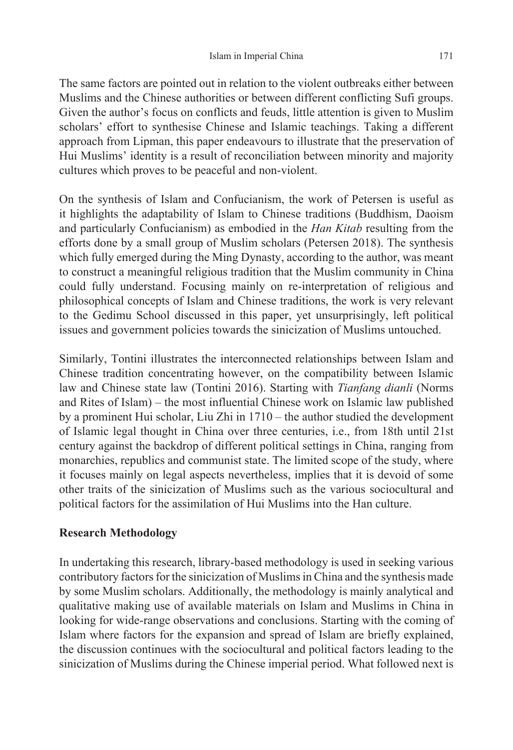The same factors are pointed out in relation to the violent outbreaks either between Muslims and the Chinese authorities or between different conflicting Sufi groups. Given the author's focus on conflicts and feuds, little attention is given to Muslim scholars' effort to synthesise Chinese and Islamic teachings. Taking a different approach from Lipman, this paper endeavours to illustrate that the preservation of Hui Muslims' identity is a result of reconciliation between minority and majority cultures which proves to be peaceful and non-violent.

On the synthesis of Islam and Confucianism, the work of Petersen is useful as it highlights the adaptability of Islam to Chinese traditions (Buddhism, Daoism and particularly Confucianism) as embodied in the *Han Kitab* resulting from the efforts done by a small group of Muslim scholars (Petersen 2018). The synthesis which fully emerged during the Ming Dynasty, according to the author, was meant to construct a meaningful religious tradition that the Muslim community in China could fully understand. Focusing mainly on re-interpretation of religious and philosophical concepts of Islam and Chinese traditions, the work is very relevant to the Gedimu School discussed in this paper, yet unsurprisingly, left political issues and government policies towards the sinicization of Muslims untouched.

Similarly, Tontini illustrates the interconnected relationships between Islam and Chinese tradition concentrating however, on the compatibility between Islamic law and Chinese state law (Tontini 2016). Starting with *Tianfang dianli* (Norms and Rites of Islam) – the most influential Chinese work on Islamic law published by a prominent Hui scholar, Liu Zhi in 1710 – the author studied the development of Islamic legal thought in China over three centuries, i.e., from 18th until 21st century against the backdrop of different political settings in China, ranging from monarchies, republics and communist state. The limited scope of the study, where it focuses mainly on legal aspects nevertheless, implies that it is devoid of some other traits of the sinicization of Muslims such as the various sociocultural and political factors for the assimilation of Hui Muslims into the Han culture.

**Research Methodology**

In undertaking this research, library-based methodology is used in seeking various contributory factors for the sinicization of Muslims in China and the synthesis made by some Muslim scholars. Additionally, the methodology is mainly analytical and qualitative making use of available materials on Islam and Muslims in China in looking for wide-range observations and conclusions. Starting with the coming of Islam where factors for the expansion and spread of Islam are briefly explained, the discussion continues with the sociocultural and political factors leading to the sinicization of Muslims during the Chinese imperial period. What followed next is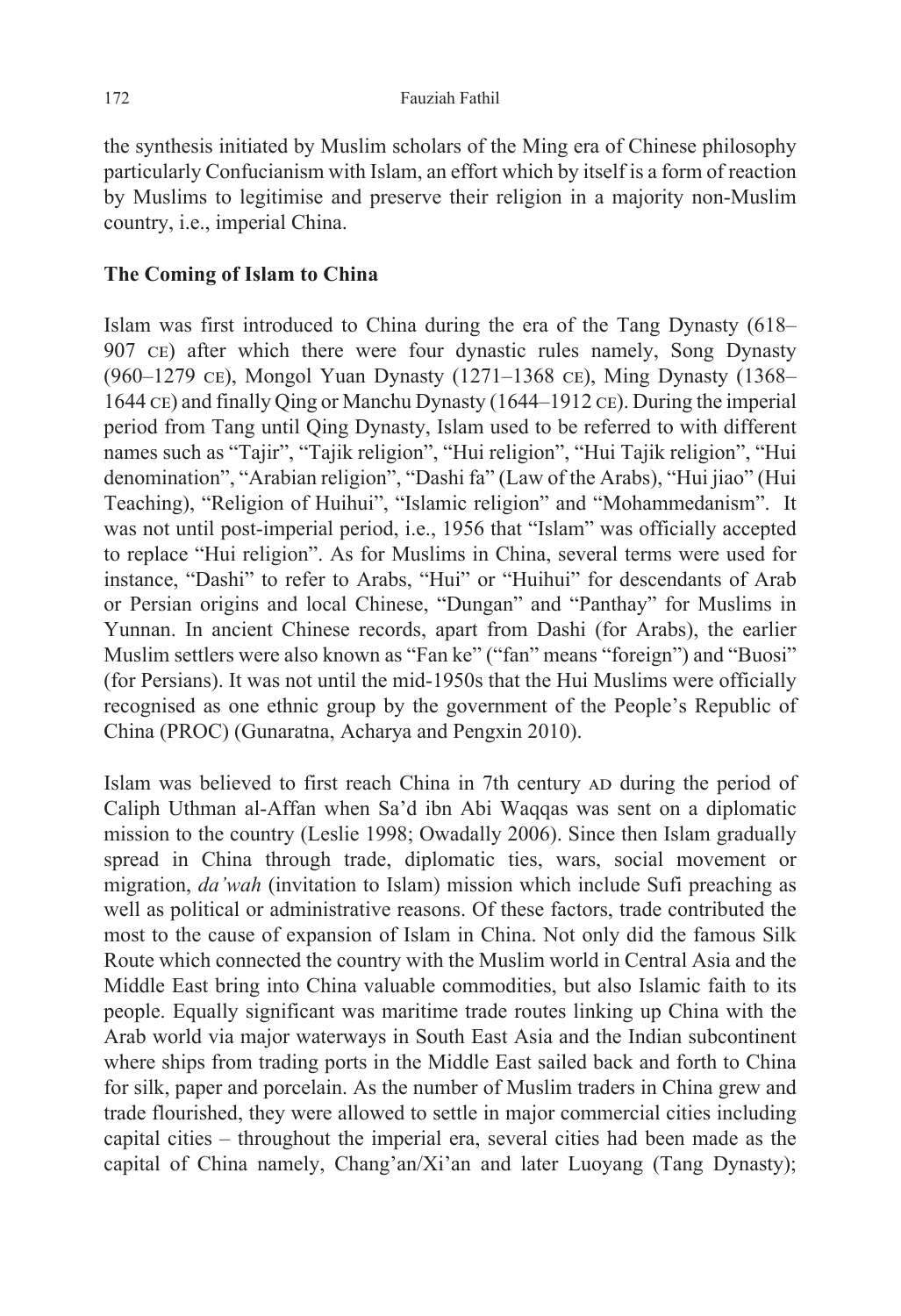the synthesis initiated by Muslim scholars of the Ming era of Chinese philosophy particularly Confucianism with Islam, an effort which by itself is a form of reaction by Muslims to legitimise and preserve their religion in a majority non-Muslim country, i.e., imperial China.

## The Coming of Islam to China

Islam was first introduced to China during the era of the Tang Dynasty (618–907 CE) after which there were four dynastic rules namely, Song Dynasty (960–1279 CE), Mongol Yuan Dynasty (1271–1368 CE), Ming Dynasty (1368–1644 CE) and finally Qing or Manchu Dynasty (1644–1912 CE). During the imperial period from Tang until Qing Dynasty, Islam used to be referred to with different names such as "Tajir", "Tajik religion", "Hui religion", "Hui Tajik religion", "Hui denomination", "Arabian religion", "Dashi fa" (Law of the Arabs), "Hui jiao" (Hui Teaching), "Religion of Huihui", "Islamic religion" and "Mohammedanism". It was not until post-imperial period, i.e., 1956 that "Islam" was officially accepted to replace "Hui religion". As for Muslims in China, several terms were used for instance, "Dashi" to refer to Arabs, "Hui" or "Huihui" for descendants of Arab or Persian origins and local Chinese, "Dungan" and "Panthay" for Muslims in Yunnan. In ancient Chinese records, apart from Dashi (for Arabs), the earlier Muslim settlers were also known as "Fan ke" ("fan" means "foreign") and "Buosi" (for Persians). It was not until the mid-1950s that the Hui Muslims were officially recognised as one ethnic group by the government of the People's Republic of China (PROC) (Gunaratna, Acharya and Pengxin 2010).

Islam was believed to first reach China in 7th century AD during the period of Caliph Uthman al-Affan when Sa'd ibn Abi Waqqas was sent on a diplomatic mission to the country (Leslie 1998; Owadally 2006). Since then Islam gradually spread in China through trade, diplomatic ties, wars, social movement or migration, *da'wah* (invitation to Islam) mission which include Sufi preaching as well as political or administrative reasons. Of these factors, trade contributed the most to the cause of expansion of Islam in China. Not only did the famous Silk Route which connected the country with the Muslim world in Central Asia and the Middle East bring into China valuable commodities, but also Islamic faith to its people. Equally significant was maritime trade routes linking up China with the Arab world via major waterways in South East Asia and the Indian subcontinent where ships from trading ports in the Middle East sailed back and forth to China for silk, paper and porcelain. As the number of Muslim traders in China grew and trade flourished, they were allowed to settle in major commercial cities including capital cities – throughout the imperial era, several cities had been made as the capital of China namely, Chang'an/Xi'an and later Luoyang (Tang Dynasty);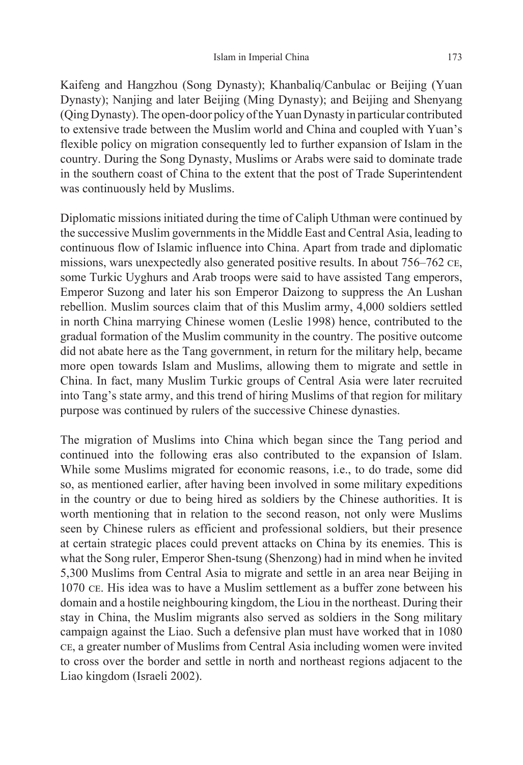Kaifeng and Hangzhou (Song Dynasty); Khanbaliq/Canbulac or Beijing (Yuan Dynasty); Nanjing and later Beijing (Ming Dynasty); and Beijing and Shenyang (Qing Dynasty). The open-door policy of the Yuan Dynasty in particular contributed to extensive trade between the Muslim world and China and coupled with Yuan's flexible policy on migration consequently led to further expansion of Islam in the country. During the Song Dynasty, Muslims or Arabs were said to dominate trade in the southern coast of China to the extent that the post of Trade Superintendent was continuously held by Muslims.

Diplomatic missions initiated during the time of Caliph Uthman were continued by the successive Muslim governments in the Middle East and Central Asia, leading to continuous flow of Islamic influence into China. Apart from trade and diplomatic missions, wars unexpectedly also generated positive results. In about 756–762 CE, some Turkic Uyghurs and Arab troops were said to have assisted Tang emperors, Emperor Suzong and later his son Emperor Daizong to suppress the An Lushan rebellion. Muslim sources claim that of this Muslim army, 4,000 soldiers settled in north China marrying Chinese women (Leslie 1998) hence, contributed to the gradual formation of the Muslim community in the country. The positive outcome did not abate here as the Tang government, in return for the military help, became more open towards Islam and Muslims, allowing them to migrate and settle in China. In fact, many Muslim Turkic groups of Central Asia were later recruited into Tang's state army, and this trend of hiring Muslims of that region for military purpose was continued by rulers of the successive Chinese dynasties.

The migration of Muslims into China which began since the Tang period and continued into the following eras also contributed to the expansion of Islam. While some Muslims migrated for economic reasons, i.e., to do trade, some did so, as mentioned earlier, after having been involved in some military expeditions in the country or due to being hired as soldiers by the Chinese authorities. It is worth mentioning that in relation to the second reason, not only were Muslims seen by Chinese rulers as efficient and professional soldiers, but their presence at certain strategic places could prevent attacks on China by its enemies. This is what the Song ruler, Emperor Shen-tsung (Shenzong) had in mind when he invited 5,300 Muslims from Central Asia to migrate and settle in an area near Beijing in 1070 CE. His idea was to have a Muslim settlement as a buffer zone between his domain and a hostile neighbouring kingdom, the Liou in the northeast. During their stay in China, the Muslim migrants also served as soldiers in the Song military campaign against the Liao. Such a defensive plan must have worked that in 1080 CE, a greater number of Muslims from Central Asia including women were invited to cross over the border and settle in north and northeast regions adjacent to the Liao kingdom (Israeli 2002).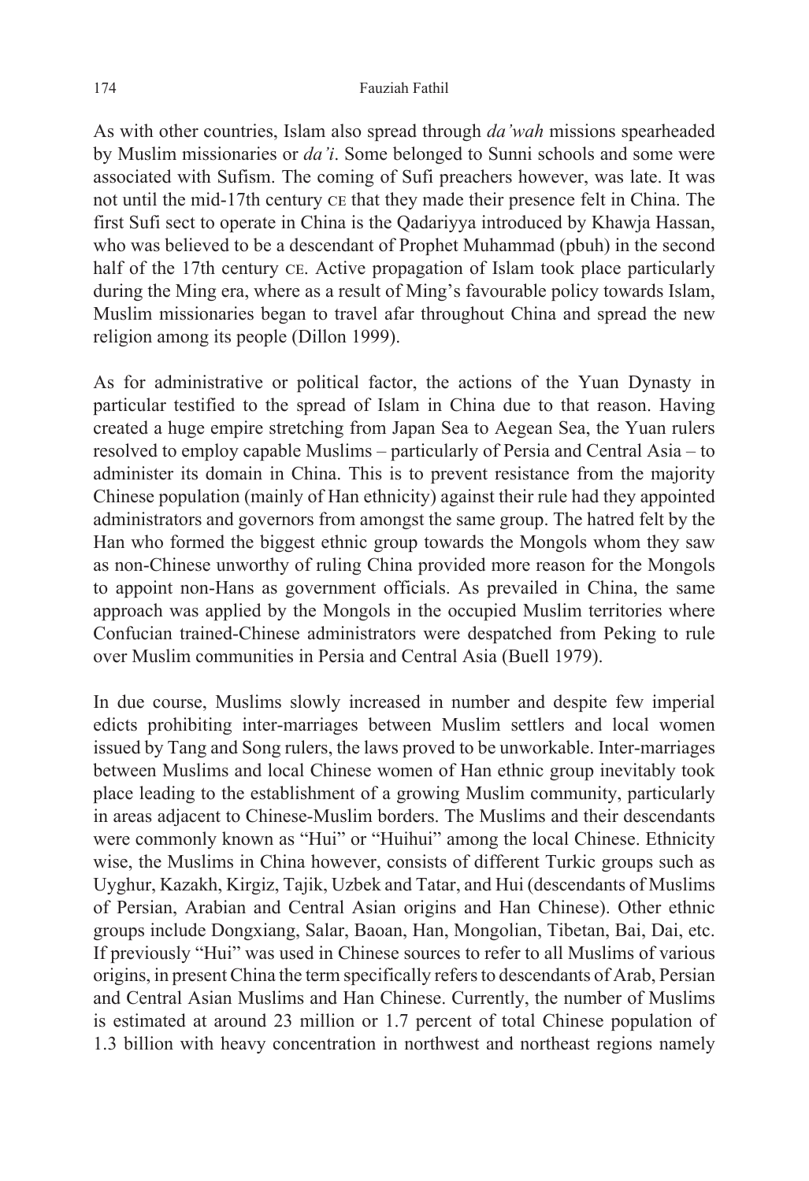As with other countries, Islam also spread through *da'wah* missions spearheaded by Muslim missionaries or *da'i*. Some belonged to Sunni schools and some were associated with Sufism. The coming of Sufi preachers however, was late. It was not until the mid-17th century CE that they made their presence felt in China. The first Sufi sect to operate in China is the Qadariyya introduced by Khawja Hassan, who was believed to be a descendant of Prophet Muhammad (pbuh) in the second half of the 17th century CE. Active propagation of Islam took place particularly during the Ming era, where as a result of Ming's favourable policy towards Islam, Muslim missionaries began to travel afar throughout China and spread the new religion among its people (Dillon 1999).

As for administrative or political factor, the actions of the Yuan Dynasty in particular testified to the spread of Islam in China due to that reason. Having created a huge empire stretching from Japan Sea to Aegean Sea, the Yuan rulers resolved to employ capable Muslims – particularly of Persia and Central Asia – to administer its domain in China. This is to prevent resistance from the majority Chinese population (mainly of Han ethnicity) against their rule had they appointed administrators and governors from amongst the same group. The hatred felt by the Han who formed the biggest ethnic group towards the Mongols whom they saw as non-Chinese unworthy of ruling China provided more reason for the Mongols to appoint non-Hans as government officials. As prevailed in China, the same approach was applied by the Mongols in the occupied Muslim territories where Confucian trained-Chinese administrators were despatched from Peking to rule over Muslim communities in Persia and Central Asia (Buell 1979).

In due course, Muslims slowly increased in number and despite few imperial edicts prohibiting inter-marriages between Muslim settlers and local women issued by Tang and Song rulers, the laws proved to be unworkable. Inter-marriages between Muslims and local Chinese women of Han ethnic group inevitably took place leading to the establishment of a growing Muslim community, particularly in areas adjacent to Chinese-Muslim borders. The Muslims and their descendants were commonly known as "Hui" or "Huihui" among the local Chinese. Ethnicity wise, the Muslims in China however, consists of different Turkic groups such as Uyghur, Kazakh, Kirgiz, Tajik, Uzbek and Tatar, and Hui (descendants of Muslims of Persian, Arabian and Central Asian origins and Han Chinese). Other ethnic groups include Dongxiang, Salar, Baoan, Han, Mongolian, Tibetan, Bai, Dai, etc. If previously "Hui" was used in Chinese sources to refer to all Muslims of various origins, in present China the term specifically refers to descendants of Arab, Persian and Central Asian Muslims and Han Chinese. Currently, the number of Muslims is estimated at around 23 million or 1.7 percent of total Chinese population of 1.3 billion with heavy concentration in northwest and northeast regions namely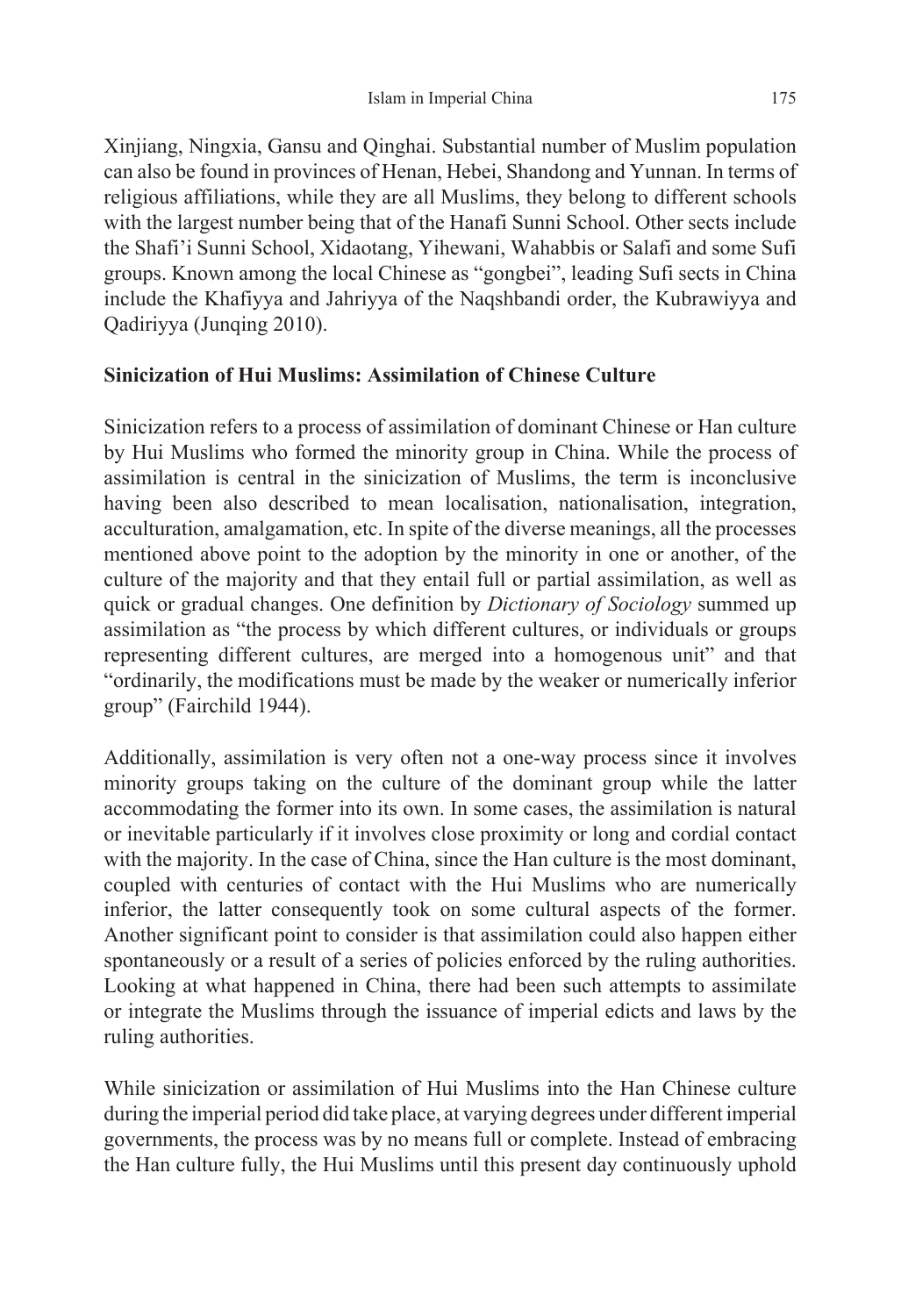Xinjiang, Ningxia, Gansu and Qinghai. Substantial number of Muslim population can also be found in provinces of Henan, Hebei, Shandong and Yunnan. In terms of religious affiliations, while they are all Muslims, they belong to different schools with the largest number being that of the Hanafi Sunni School. Other sects include the Shafi'i Sunni School, Xidaotang, Yihewani, Wahabbis or Salafi and some Sufi groups. Known among the local Chinese as "gongbei", leading Sufi sects in China include the Khafiyya and Jahriyya of the Naqshbandi order, the Kubrawiyya and Qadiriyya (Junqing 2010).

## Sinicization of Hui Muslims: Assimilation of Chinese Culture

Sinicization refers to a process of assimilation of dominant Chinese or Han culture by Hui Muslims who formed the minority group in China. While the process of assimilation is central in the sinicization of Muslims, the term is inconclusive having been also described to mean localisation, nationalisation, integration, acculturation, amalgamation, etc. In spite of the diverse meanings, all the processes mentioned above point to the adoption by the minority in one or another, of the culture of the majority and that they entail full or partial assimilation, as well as quick or gradual changes. One definition by *Dictionary of Sociology* summed up assimilation as "the process by which different cultures, or individuals or groups representing different cultures, are merged into a homogenous unit" and that "ordinarily, the modifications must be made by the weaker or numerically inferior group" (Fairchild 1944).

Additionally, assimilation is very often not a one-way process since it involves minority groups taking on the culture of the dominant group while the latter accommodating the former into its own. In some cases, the assimilation is natural or inevitable particularly if it involves close proximity or long and cordial contact with the majority. In the case of China, since the Han culture is the most dominant, coupled with centuries of contact with the Hui Muslims who are numerically inferior, the latter consequently took on some cultural aspects of the former. Another significant point to consider is that assimilation could also happen either spontaneously or a result of a series of policies enforced by the ruling authorities. Looking at what happened in China, there had been such attempts to assimilate or integrate the Muslims through the issuance of imperial edicts and laws by the ruling authorities.

While sinicization or assimilation of Hui Muslims into the Han Chinese culture during the imperial period did take place, at varying degrees under different imperial governments, the process was by no means full or complete. Instead of embracing the Han culture fully, the Hui Muslims until this present day continuously uphold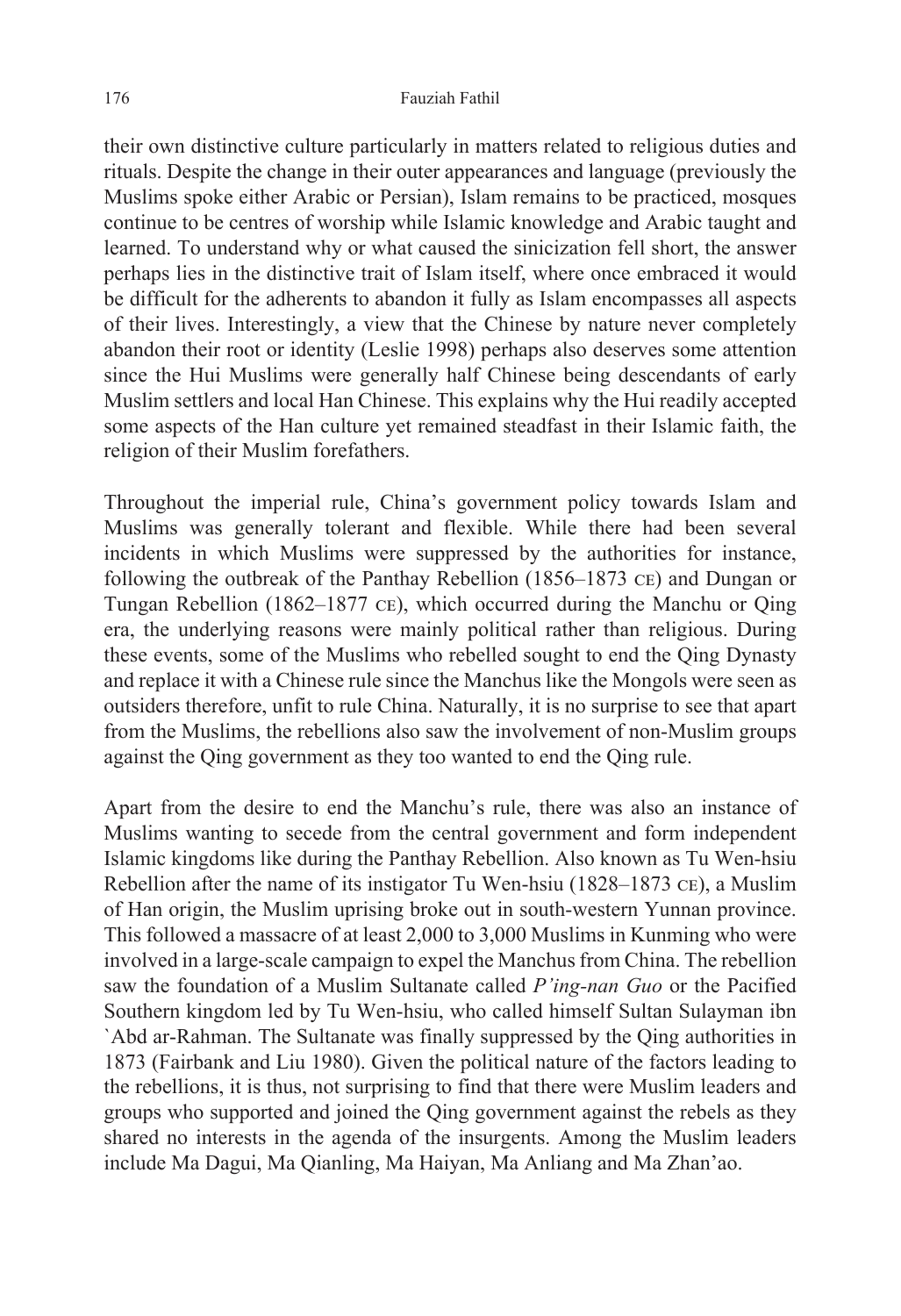their own distinctive culture particularly in matters related to religious duties and rituals. Despite the change in their outer appearances and language (previously the Muslims spoke either Arabic or Persian), Islam remains to be practiced, mosques continue to be centres of worship while Islamic knowledge and Arabic taught and learned. To understand why or what caused the sinicization fell short, the answer perhaps lies in the distinctive trait of Islam itself, where once embraced it would be difficult for the adherents to abandon it fully as Islam encompasses all aspects of their lives. Interestingly, a view that the Chinese by nature never completely abandon their root or identity (Leslie 1998) perhaps also deserves some attention since the Hui Muslims were generally half Chinese being descendants of early Muslim settlers and local Han Chinese. This explains why the Hui readily accepted some aspects of the Han culture yet remained steadfast in their Islamic faith, the religion of their Muslim forefathers.

Throughout the imperial rule, China's government policy towards Islam and Muslims was generally tolerant and flexible. While there had been several incidents in which Muslims were suppressed by the authorities for instance, following the outbreak of the Panthay Rebellion (1856–1873 CE) and Dungan or Tungan Rebellion (1862–1877 CE), which occurred during the Manchu or Qing era, the underlying reasons were mainly political rather than religious. During these events, some of the Muslims who rebelled sought to end the Qing Dynasty and replace it with a Chinese rule since the Manchus like the Mongols were seen as outsiders therefore, unfit to rule China. Naturally, it is no surprise to see that apart from the Muslims, the rebellions also saw the involvement of non-Muslim groups against the Qing government as they too wanted to end the Qing rule.

Apart from the desire to end the Manchu's rule, there was also an instance of Muslims wanting to secede from the central government and form independent Islamic kingdoms like during the Panthay Rebellion. Also known as Tu Wen-hsiu Rebellion after the name of its instigator Tu Wen-hsiu (1828–1873 CE), a Muslim of Han origin, the Muslim uprising broke out in south-western Yunnan province. This followed a massacre of at least 2,000 to 3,000 Muslims in Kunming who were involved in a large-scale campaign to expel the Manchus from China. The rebellion saw the foundation of a Muslim Sultanate called *P'ing-nan Guo* or the Pacified Southern kingdom led by Tu Wen-hsiu, who called himself Sultan Sulayman ibn `Abd ar-Rahman. The Sultanate was finally suppressed by the Qing authorities in 1873 (Fairbank and Liu 1980). Given the political nature of the factors leading to the rebellions, it is thus, not surprising to find that there were Muslim leaders and groups who supported and joined the Qing government against the rebels as they shared no interests in the agenda of the insurgents. Among the Muslim leaders include Ma Dagui, Ma Qianling, Ma Haiyan, Ma Anliang and Ma Zhan'ao.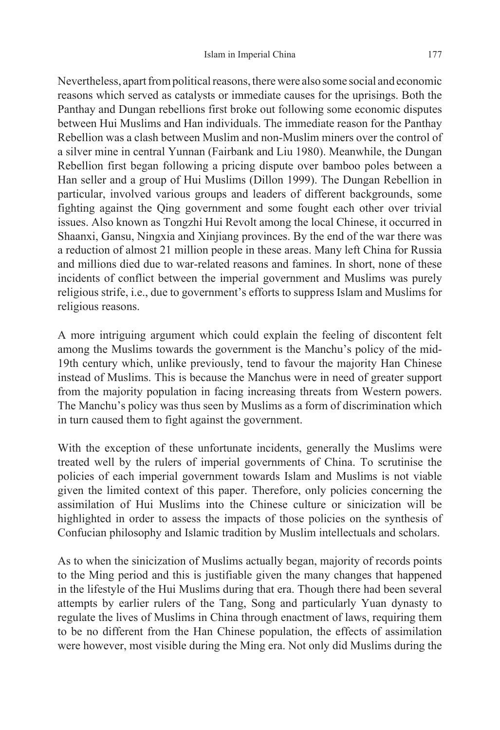Nevertheless, apart from political reasons, there were also some social and economic reasons which served as catalysts or immediate causes for the uprisings. Both the Panthay and Dungan rebellions first broke out following some economic disputes between Hui Muslims and Han individuals. The immediate reason for the Panthay Rebellion was a clash between Muslim and non-Muslim miners over the control of a silver mine in central Yunnan (Fairbank and Liu 1980). Meanwhile, the Dungan Rebellion first began following a pricing dispute over bamboo poles between a Han seller and a group of Hui Muslims (Dillon 1999). The Dungan Rebellion in particular, involved various groups and leaders of different backgrounds, some fighting against the Qing government and some fought each other over trivial issues. Also known as Tongzhi Hui Revolt among the local Chinese, it occurred in Shaanxi, Gansu, Ningxia and Xinjiang provinces. By the end of the war there was a reduction of almost 21 million people in these areas. Many left China for Russia and millions died due to war-related reasons and famines. In short, none of these incidents of conflict between the imperial government and Muslims was purely religious strife, i.e., due to government's efforts to suppress Islam and Muslims for religious reasons.

A more intriguing argument which could explain the feeling of discontent felt among the Muslims towards the government is the Manchu's policy of the mid-19th century which, unlike previously, tend to favour the majority Han Chinese instead of Muslims. This is because the Manchus were in need of greater support from the majority population in facing increasing threats from Western powers. The Manchu's policy was thus seen by Muslims as a form of discrimination which in turn caused them to fight against the government.

With the exception of these unfortunate incidents, generally the Muslims were treated well by the rulers of imperial governments of China. To scrutinise the policies of each imperial government towards Islam and Muslims is not viable given the limited context of this paper. Therefore, only policies concerning the assimilation of Hui Muslims into the Chinese culture or sinicization will be highlighted in order to assess the impacts of those policies on the synthesis of Confucian philosophy and Islamic tradition by Muslim intellectuals and scholars.

As to when the sinicization of Muslims actually began, majority of records points to the Ming period and this is justifiable given the many changes that happened in the lifestyle of the Hui Muslims during that era. Though there had been several attempts by earlier rulers of the Tang, Song and particularly Yuan dynasty to regulate the lives of Muslims in China through enactment of laws, requiring them to be no different from the Han Chinese population, the effects of assimilation were however, most visible during the Ming era. Not only did Muslims during the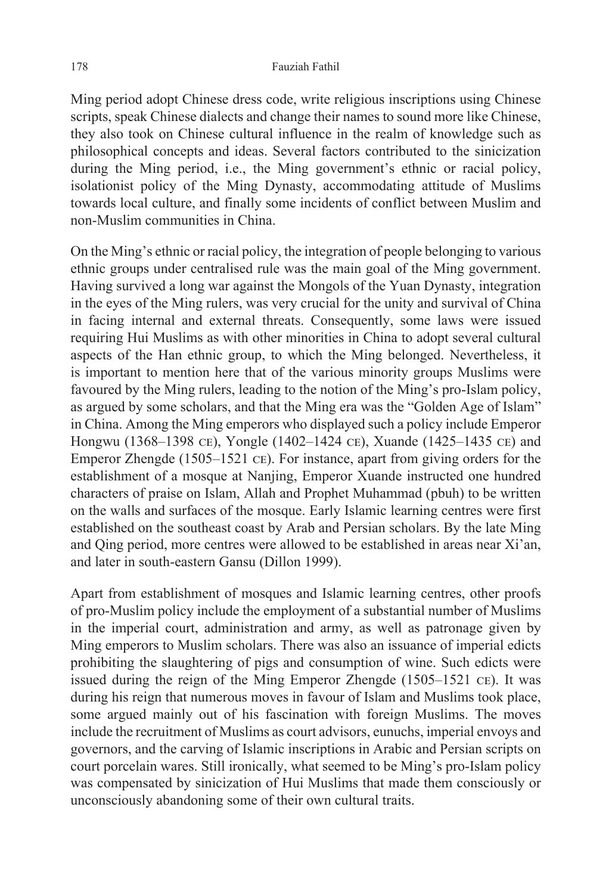Ming period adopt Chinese dress code, write religious inscriptions using Chinese scripts, speak Chinese dialects and change their names to sound more like Chinese, they also took on Chinese cultural influence in the realm of knowledge such as philosophical concepts and ideas. Several factors contributed to the sinicization during the Ming period, i.e., the Ming government's ethnic or racial policy, isolationist policy of the Ming Dynasty, accommodating attitude of Muslims towards local culture, and finally some incidents of conflict between Muslim and non-Muslim communities in China.

On the Ming's ethnic or racial policy, the integration of people belonging to various ethnic groups under centralised rule was the main goal of the Ming government. Having survived a long war against the Mongols of the Yuan Dynasty, integration in the eyes of the Ming rulers, was very crucial for the unity and survival of China in facing internal and external threats. Consequently, some laws were issued requiring Hui Muslims as with other minorities in China to adopt several cultural aspects of the Han ethnic group, to which the Ming belonged. Nevertheless, it is important to mention here that of the various minority groups Muslims were favoured by the Ming rulers, leading to the notion of the Ming's pro-Islam policy, as argued by some scholars, and that the Ming era was the "Golden Age of Islam" in China. Among the Ming emperors who displayed such a policy include Emperor Hongwu (1368–1398 CE), Yongle (1402–1424 CE), Xuande (1425–1435 CE) and Emperor Zhengde (1505–1521 CE). For instance, apart from giving orders for the establishment of a mosque at Nanjing, Emperor Xuande instructed one hundred characters of praise on Islam, Allah and Prophet Muhammad (pbuh) to be written on the walls and surfaces of the mosque. Early Islamic learning centres were first established on the southeast coast by Arab and Persian scholars. By the late Ming and Qing period, more centres were allowed to be established in areas near Xi'an, and later in south-eastern Gansu (Dillon 1999).

Apart from establishment of mosques and Islamic learning centres, other proofs of pro-Muslim policy include the employment of a substantial number of Muslims in the imperial court, administration and army, as well as patronage given by Ming emperors to Muslim scholars. There was also an issuance of imperial edicts prohibiting the slaughtering of pigs and consumption of wine. Such edicts were issued during the reign of the Ming Emperor Zhengde (1505–1521 CE). It was during his reign that numerous moves in favour of Islam and Muslims took place, some argued mainly out of his fascination with foreign Muslims. The moves include the recruitment of Muslims as court advisors, eunuchs, imperial envoys and governors, and the carving of Islamic inscriptions in Arabic and Persian scripts on court porcelain wares. Still ironically, what seemed to be Ming's pro-Islam policy was compensated by sinicization of Hui Muslims that made them consciously or unconsciously abandoning some of their own cultural traits.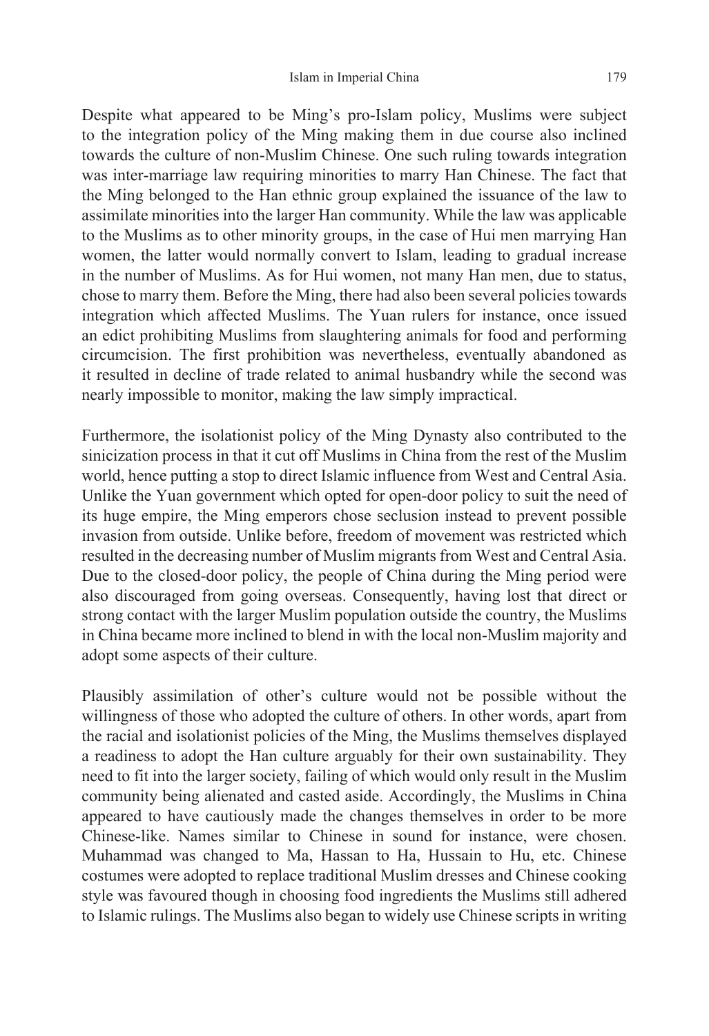Despite what appeared to be Ming's pro-Islam policy, Muslims were subject to the integration policy of the Ming making them in due course also inclined towards the culture of non-Muslim Chinese. One such ruling towards integration was inter-marriage law requiring minorities to marry Han Chinese. The fact that the Ming belonged to the Han ethnic group explained the issuance of the law to assimilate minorities into the larger Han community. While the law was applicable to the Muslims as to other minority groups, in the case of Hui men marrying Han women, the latter would normally convert to Islam, leading to gradual increase in the number of Muslims. As for Hui women, not many Han men, due to status, chose to marry them. Before the Ming, there had also been several policies towards integration which affected Muslims. The Yuan rulers for instance, once issued an edict prohibiting Muslims from slaughtering animals for food and performing circumcision. The first prohibition was nevertheless, eventually abandoned as it resulted in decline of trade related to animal husbandry while the second was nearly impossible to monitor, making the law simply impractical.

Furthermore, the isolationist policy of the Ming Dynasty also contributed to the sinicization process in that it cut off Muslims in China from the rest of the Muslim world, hence putting a stop to direct Islamic influence from West and Central Asia. Unlike the Yuan government which opted for open-door policy to suit the need of its huge empire, the Ming emperors chose seclusion instead to prevent possible invasion from outside. Unlike before, freedom of movement was restricted which resulted in the decreasing number of Muslim migrants from West and Central Asia. Due to the closed-door policy, the people of China during the Ming period were also discouraged from going overseas. Consequently, having lost that direct or strong contact with the larger Muslim population outside the country, the Muslims in China became more inclined to blend in with the local non-Muslim majority and adopt some aspects of their culture.

Plausibly assimilation of other's culture would not be possible without the willingness of those who adopted the culture of others. In other words, apart from the racial and isolationist policies of the Ming, the Muslims themselves displayed a readiness to adopt the Han culture arguably for their own sustainability. They need to fit into the larger society, failing of which would only result in the Muslim community being alienated and casted aside. Accordingly, the Muslims in China appeared to have cautiously made the changes themselves in order to be more Chinese-like. Names similar to Chinese in sound for instance, were chosen. Muhammad was changed to Ma, Hassan to Ha, Hussain to Hu, etc. Chinese costumes were adopted to replace traditional Muslim dresses and Chinese cooking style was favoured though in choosing food ingredients the Muslims still adhered to Islamic rulings. The Muslims also began to widely use Chinese scripts in writing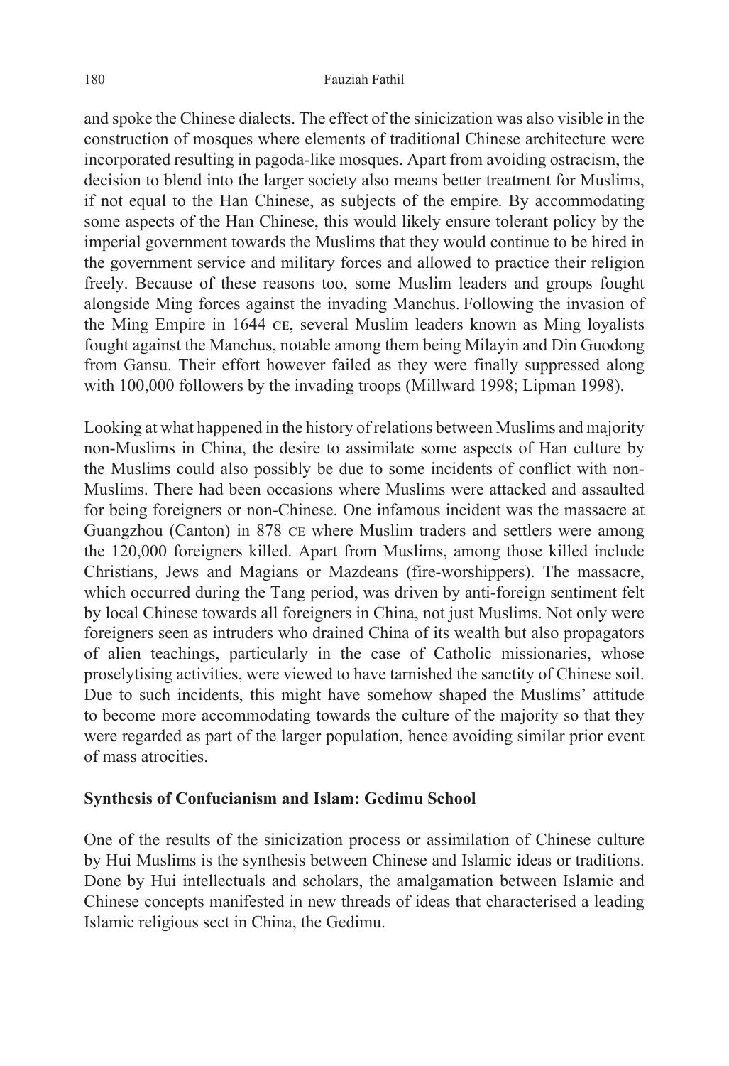and spoke the Chinese dialects. The effect of the sinicization was also visible in the construction of mosques where elements of traditional Chinese architecture were incorporated resulting in pagoda-like mosques. Apart from avoiding ostracism, the decision to blend into the larger society also means better treatment for Muslims, if not equal to the Han Chinese, as subjects of the empire. By accommodating some aspects of the Han Chinese, this would likely ensure tolerant policy by the imperial government towards the Muslims that they would continue to be hired in the government service and military forces and allowed to practice their religion freely. Because of these reasons too, some Muslim leaders and groups fought alongside Ming forces against the invading Manchus. Following the invasion of the Ming Empire in 1644 CE, several Muslim leaders known as Ming loyalists fought against the Manchus, notable among them being Milayin and Din Guodong from Gansu. Their effort however failed as they were finally suppressed along with 100,000 followers by the invading troops (Millward 1998; Lipman 1998).

Looking at what happened in the history of relations between Muslims and majority non-Muslims in China, the desire to assimilate some aspects of Han culture by the Muslims could also possibly be due to some incidents of conflict with non-Muslims. There had been occasions where Muslims were attacked and assaulted for being foreigners or non-Chinese. One infamous incident was the massacre at Guangzhou (Canton) in 878 CE where Muslim traders and settlers were among the 120,000 foreigners killed. Apart from Muslims, among those killed include Christians, Jews and Magians or Mazdeans (fire-worshippers). The massacre, which occurred during the Tang period, was driven by anti-foreign sentiment felt by local Chinese towards all foreigners in China, not just Muslims. Not only were foreigners seen as intruders who drained China of its wealth but also propagators of alien teachings, particularly in the case of Catholic missionaries, whose proselytising activities, were viewed to have tarnished the sanctity of Chinese soil. Due to such incidents, this might have somehow shaped the Muslims' attitude to become more accommodating towards the culture of the majority so that they were regarded as part of the larger population, hence avoiding similar prior event of mass atrocities.

## Synthesis of Confucianism and Islam: Gedimu School

One of the results of the sinicization process or assimilation of Chinese culture by Hui Muslims is the synthesis between Chinese and Islamic ideas or traditions. Done by Hui intellectuals and scholars, the amalgamation between Islamic and Chinese concepts manifested in new threads of ideas that characterised a leading Islamic religious sect in China, the Gedimu.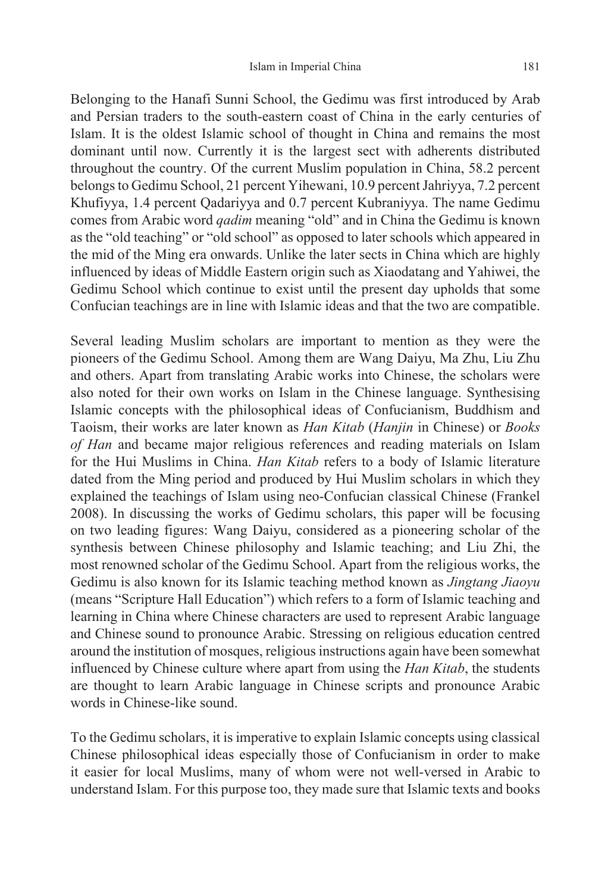Belonging to the Hanafi Sunni School, the Gedimu was first introduced by Arab and Persian traders to the south-eastern coast of China in the early centuries of Islam. It is the oldest Islamic school of thought in China and remains the most dominant until now. Currently it is the largest sect with adherents distributed throughout the country. Of the current Muslim population in China, 58.2 percent belongs to Gedimu School, 21 percent Yihewani, 10.9 percent Jahriyya, 7.2 percent Khufiyya, 1.4 percent Qadariyya and 0.7 percent Kubraniyya. The name Gedimu comes from Arabic word *qadim* meaning "old" and in China the Gedimu is known as the "old teaching" or "old school" as opposed to later schools which appeared in the mid of the Ming era onwards. Unlike the later sects in China which are highly influenced by ideas of Middle Eastern origin such as Xiaodatang and Yahiwei, the Gedimu School which continue to exist until the present day upholds that some Confucian teachings are in line with Islamic ideas and that the two are compatible.

Several leading Muslim scholars are important to mention as they were the pioneers of the Gedimu School. Among them are Wang Daiyu, Ma Zhu, Liu Zhu and others. Apart from translating Arabic works into Chinese, the scholars were also noted for their own works on Islam in the Chinese language. Synthesising Islamic concepts with the philosophical ideas of Confucianism, Buddhism and Taoism, their works are later known as *Han Kitab* (*Hanjin* in Chinese) or *Books of Han* and became major religious references and reading materials on Islam for the Hui Muslims in China. *Han Kitab* refers to a body of Islamic literature dated from the Ming period and produced by Hui Muslim scholars in which they explained the teachings of Islam using neo-Confucian classical Chinese (Frankel 2008). In discussing the works of Gedimu scholars, this paper will be focusing on two leading figures: Wang Daiyu, considered as a pioneering scholar of the synthesis between Chinese philosophy and Islamic teaching; and Liu Zhi, the most renowned scholar of the Gedimu School. Apart from the religious works, the Gedimu is also known for its Islamic teaching method known as *Jingtang Jiaoyu* (means "Scripture Hall Education") which refers to a form of Islamic teaching and learning in China where Chinese characters are used to represent Arabic language and Chinese sound to pronounce Arabic. Stressing on religious education centred around the institution of mosques, religious instructions again have been somewhat influenced by Chinese culture where apart from using the *Han Kitab*, the students are thought to learn Arabic language in Chinese scripts and pronounce Arabic words in Chinese-like sound.

To the Gedimu scholars, it is imperative to explain Islamic concepts using classical Chinese philosophical ideas especially those of Confucianism in order to make it easier for local Muslims, many of whom were not well-versed in Arabic to understand Islam. For this purpose too, they made sure that Islamic texts and books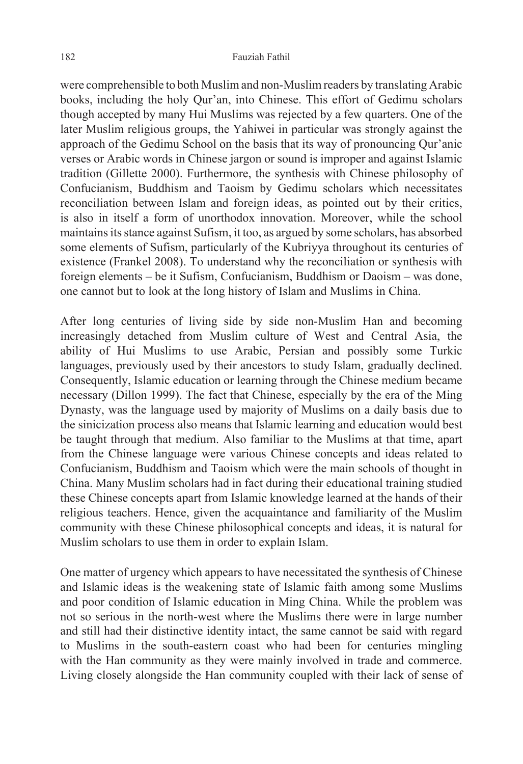were comprehensible to both Muslim and non-Muslim readers by translating Arabic books, including the holy Qur'an, into Chinese. This effort of Gedimu scholars though accepted by many Hui Muslims was rejected by a few quarters. One of the later Muslim religious groups, the Yahiwei in particular was strongly against the approach of the Gedimu School on the basis that its way of pronouncing Qur'anic verses or Arabic words in Chinese jargon or sound is improper and against Islamic tradition (Gillette 2000). Furthermore, the synthesis with Chinese philosophy of Confucianism, Buddhism and Taoism by Gedimu scholars which necessitates reconciliation between Islam and foreign ideas, as pointed out by their critics, is also in itself a form of unorthodox innovation. Moreover, while the school maintains its stance against Sufism, it too, as argued by some scholars, has absorbed some elements of Sufism, particularly of the Kubriyya throughout its centuries of existence (Frankel 2008). To understand why the reconciliation or synthesis with foreign elements – be it Sufism, Confucianism, Buddhism or Daoism – was done, one cannot but to look at the long history of Islam and Muslims in China.

After long centuries of living side by side non-Muslim Han and becoming increasingly detached from Muslim culture of West and Central Asia, the ability of Hui Muslims to use Arabic, Persian and possibly some Turkic languages, previously used by their ancestors to study Islam, gradually declined. Consequently, Islamic education or learning through the Chinese medium became necessary (Dillon 1999). The fact that Chinese, especially by the era of the Ming Dynasty, was the language used by majority of Muslims on a daily basis due to the sinicization process also means that Islamic learning and education would best be taught through that medium. Also familiar to the Muslims at that time, apart from the Chinese language were various Chinese concepts and ideas related to Confucianism, Buddhism and Taoism which were the main schools of thought in China. Many Muslim scholars had in fact during their educational training studied these Chinese concepts apart from Islamic knowledge learned at the hands of their religious teachers. Hence, given the acquaintance and familiarity of the Muslim community with these Chinese philosophical concepts and ideas, it is natural for Muslim scholars to use them in order to explain Islam.

One matter of urgency which appears to have necessitated the synthesis of Chinese and Islamic ideas is the weakening state of Islamic faith among some Muslims and poor condition of Islamic education in Ming China. While the problem was not so serious in the north-west where the Muslims there were in large number and still had their distinctive identity intact, the same cannot be said with regard to Muslims in the south-eastern coast who had been for centuries mingling with the Han community as they were mainly involved in trade and commerce. Living closely alongside the Han community coupled with their lack of sense of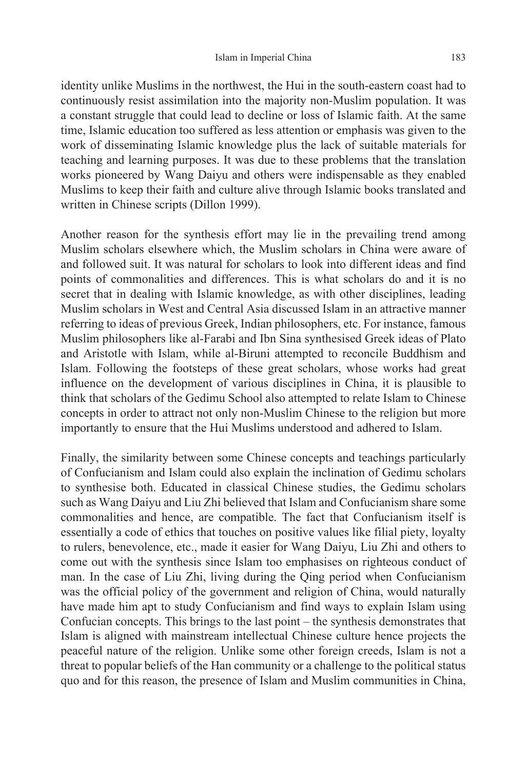identity unlike Muslims in the northwest, the Hui in the south-eastern coast had to continuously resist assimilation into the majority non-Muslim population. It was a constant struggle that could lead to decline or loss of Islamic faith. At the same time, Islamic education too suffered as less attention or emphasis was given to the work of disseminating Islamic knowledge plus the lack of suitable materials for teaching and learning purposes. It was due to these problems that the translation works pioneered by Wang Daiyu and others were indispensable as they enabled Muslims to keep their faith and culture alive through Islamic books translated and written in Chinese scripts (Dillon 1999).

Another reason for the synthesis effort may lie in the prevailing trend among Muslim scholars elsewhere which, the Muslim scholars in China were aware of and followed suit. It was natural for scholars to look into different ideas and find points of commonalities and differences. This is what scholars do and it is no secret that in dealing with Islamic knowledge, as with other disciplines, leading Muslim scholars in West and Central Asia discussed Islam in an attractive manner referring to ideas of previous Greek, Indian philosophers, etc. For instance, famous Muslim philosophers like al-Farabi and Ibn Sina synthesised Greek ideas of Plato and Aristotle with Islam, while al-Biruni attempted to reconcile Buddhism and Islam. Following the footsteps of these great scholars, whose works had great influence on the development of various disciplines in China, it is plausible to think that scholars of the Gedimu School also attempted to relate Islam to Chinese concepts in order to attract not only non-Muslim Chinese to the religion but more importantly to ensure that the Hui Muslims understood and adhered to Islam.

Finally, the similarity between some Chinese concepts and teachings particularly of Confucianism and Islam could also explain the inclination of Gedimu scholars to synthesise both. Educated in classical Chinese studies, the Gedimu scholars such as Wang Daiyu and Liu Zhi believed that Islam and Confucianism share some commonalities and hence, are compatible. The fact that Confucianism itself is essentially a code of ethics that touches on positive values like filial piety, loyalty to rulers, benevolence, etc., made it easier for Wang Daiyu, Liu Zhi and others to come out with the synthesis since Islam too emphasises on righteous conduct of man. In the case of Liu Zhi, living during the Qing period when Confucianism was the official policy of the government and religion of China, would naturally have made him apt to study Confucianism and find ways to explain Islam using Confucian concepts. This brings to the last point – the synthesis demonstrates that Islam is aligned with mainstream intellectual Chinese culture hence projects the peaceful nature of the religion. Unlike some other foreign creeds, Islam is not a threat to popular beliefs of the Han community or a challenge to the political status quo and for this reason, the presence of Islam and Muslim communities in China,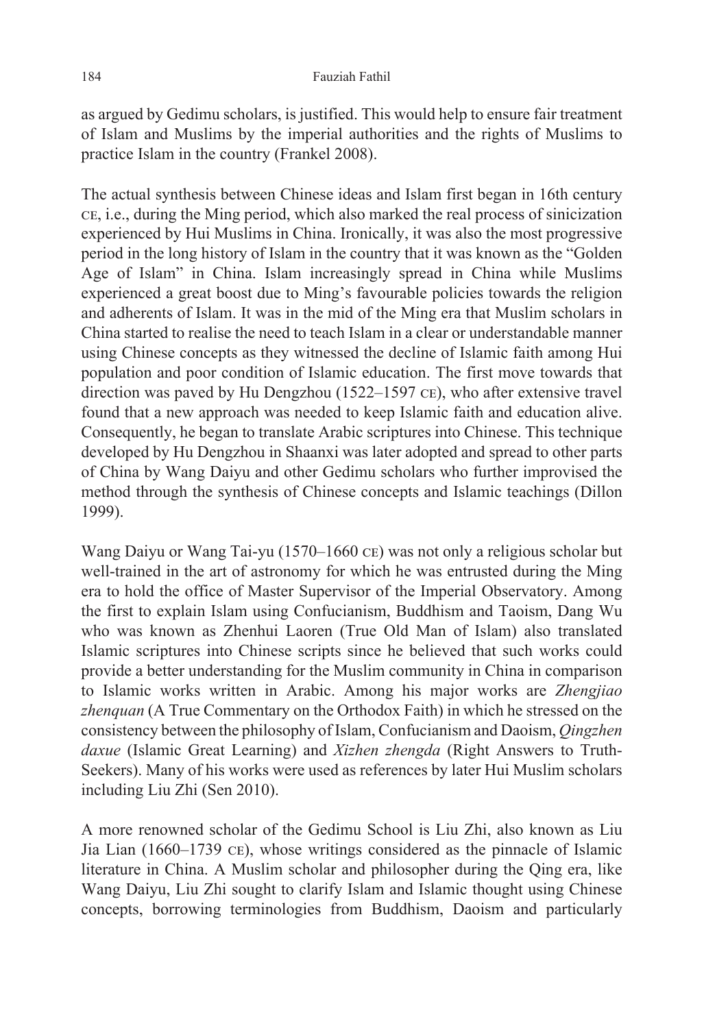as argued by Gedimu scholars, is justified. This would help to ensure fair treatment of Islam and Muslims by the imperial authorities and the rights of Muslims to practice Islam in the country (Frankel 2008).

The actual synthesis between Chinese ideas and Islam first began in 16th century CE, i.e., during the Ming period, which also marked the real process of sinicization experienced by Hui Muslims in China. Ironically, it was also the most progressive period in the long history of Islam in the country that it was known as the "Golden Age of Islam" in China. Islam increasingly spread in China while Muslims experienced a great boost due to Ming's favourable policies towards the religion and adherents of Islam. It was in the mid of the Ming era that Muslim scholars in China started to realise the need to teach Islam in a clear or understandable manner using Chinese concepts as they witnessed the decline of Islamic faith among Hui population and poor condition of Islamic education. The first move towards that direction was paved by Hu Dengzhou (1522–1597 CE), who after extensive travel found that a new approach was needed to keep Islamic faith and education alive. Consequently, he began to translate Arabic scriptures into Chinese. This technique developed by Hu Dengzhou in Shaanxi was later adopted and spread to other parts of China by Wang Daiyu and other Gedimu scholars who further improvised the method through the synthesis of Chinese concepts and Islamic teachings (Dillon 1999).

Wang Daiyu or Wang Tai-yu (1570–1660 CE) was not only a religious scholar but well-trained in the art of astronomy for which he was entrusted during the Ming era to hold the office of Master Supervisor of the Imperial Observatory. Among the first to explain Islam using Confucianism, Buddhism and Taoism, Dang Wu who was known as Zhenhui Laoren (True Old Man of Islam) also translated Islamic scriptures into Chinese scripts since he believed that such works could provide a better understanding for the Muslim community in China in comparison to Islamic works written in Arabic. Among his major works are *Zhengjiao zhenquan* (A True Commentary on the Orthodox Faith) in which he stressed on the consistency between the philosophy of Islam, Confucianism and Daoism, *Qingzhen daxue* (Islamic Great Learning) and *Xizhen zhengda* (Right Answers to Truth-Seekers). Many of his works were used as references by later Hui Muslim scholars including Liu Zhi (Sen 2010).

A more renowned scholar of the Gedimu School is Liu Zhi, also known as Liu Jia Lian (1660–1739 CE), whose writings considered as the pinnacle of Islamic literature in China. A Muslim scholar and philosopher during the Qing era, like Wang Daiyu, Liu Zhi sought to clarify Islam and Islamic thought using Chinese concepts, borrowing terminologies from Buddhism, Daoism and particularly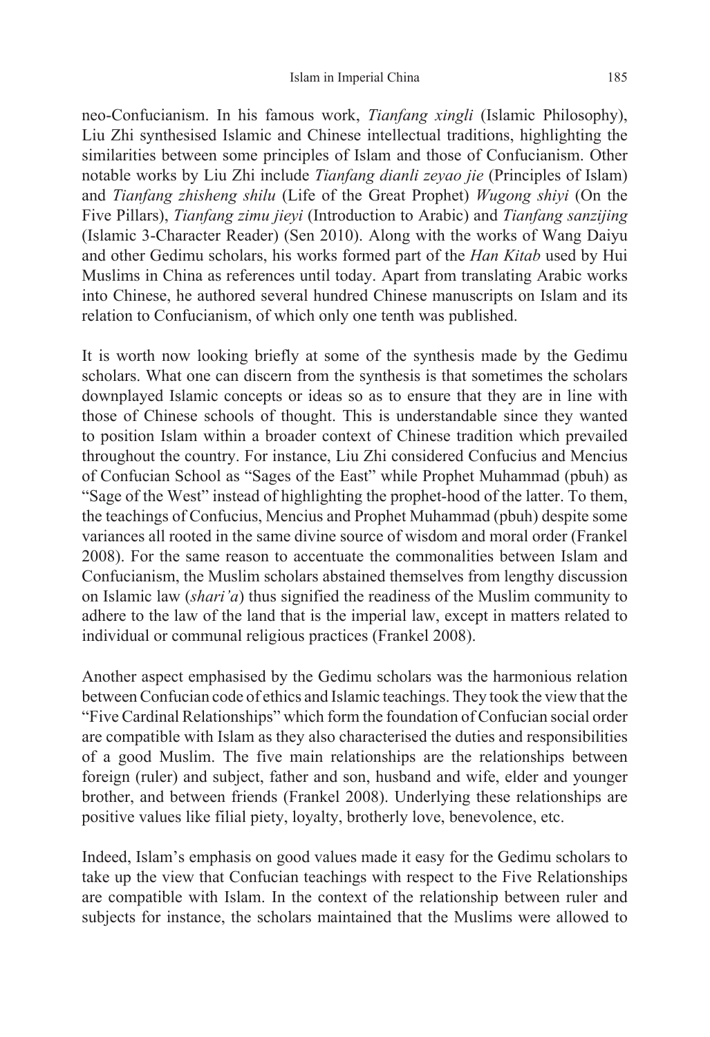neo-Confucianism. In his famous work, *Tianfang xingli* (Islamic Philosophy), Liu Zhi synthesised Islamic and Chinese intellectual traditions, highlighting the similarities between some principles of Islam and those of Confucianism. Other notable works by Liu Zhi include *Tianfang dianli zeyao jie* (Principles of Islam) and *Tianfang zhisheng shilu* (Life of the Great Prophet) *Wugong shiyi* (On the Five Pillars), *Tianfang zimu jieyi* (Introduction to Arabic) and *Tianfang sanzijing* (Islamic 3-Character Reader) (Sen 2010). Along with the works of Wang Daiyu and other Gedimu scholars, his works formed part of the *Han Kitab* used by Hui Muslims in China as references until today. Apart from translating Arabic works into Chinese, he authored several hundred Chinese manuscripts on Islam and its relation to Confucianism, of which only one tenth was published.

It is worth now looking briefly at some of the synthesis made by the Gedimu scholars. What one can discern from the synthesis is that sometimes the scholars downplayed Islamic concepts or ideas so as to ensure that they are in line with those of Chinese schools of thought. This is understandable since they wanted to position Islam within a broader context of Chinese tradition which prevailed throughout the country. For instance, Liu Zhi considered Confucius and Mencius of Confucian School as "Sages of the East" while Prophet Muhammad (pbuh) as "Sage of the West" instead of highlighting the prophet-hood of the latter. To them, the teachings of Confucius, Mencius and Prophet Muhammad (pbuh) despite some variances all rooted in the same divine source of wisdom and moral order (Frankel 2008). For the same reason to accentuate the commonalities between Islam and Confucianism, the Muslim scholars abstained themselves from lengthy discussion on Islamic law (*shari'a*) thus signified the readiness of the Muslim community to adhere to the law of the land that is the imperial law, except in matters related to individual or communal religious practices (Frankel 2008).

Another aspect emphasised by the Gedimu scholars was the harmonious relation between Confucian code of ethics and Islamic teachings. They took the view that the "Five Cardinal Relationships" which form the foundation of Confucian social order are compatible with Islam as they also characterised the duties and responsibilities of a good Muslim. The five main relationships are the relationships between foreign (ruler) and subject, father and son, husband and wife, elder and younger brother, and between friends (Frankel 2008). Underlying these relationships are positive values like filial piety, loyalty, brotherly love, benevolence, etc.

Indeed, Islam's emphasis on good values made it easy for the Gedimu scholars to take up the view that Confucian teachings with respect to the Five Relationships are compatible with Islam. In the context of the relationship between ruler and subjects for instance, the scholars maintained that the Muslims were allowed to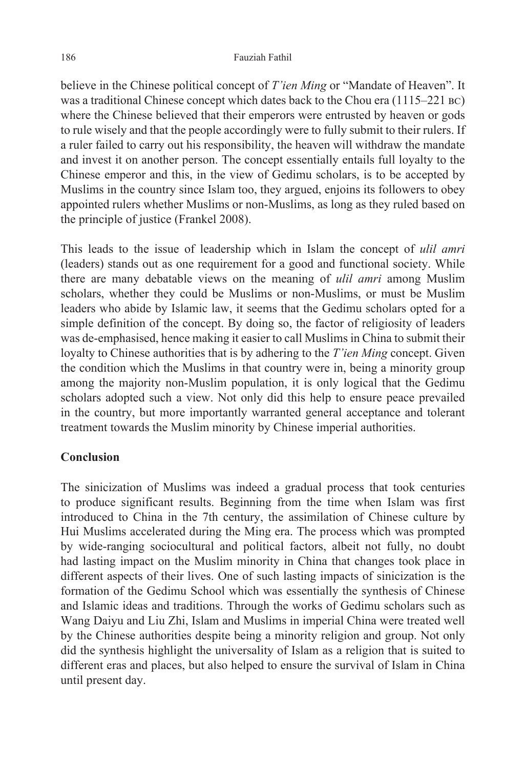believe in the Chinese political concept of *T'ien Ming* or "Mandate of Heaven". It was a traditional Chinese concept which dates back to the Chou era (1115–221 BC) where the Chinese believed that their emperors were entrusted by heaven or gods to rule wisely and that the people accordingly were to fully submit to their rulers. If a ruler failed to carry out his responsibility, the heaven will withdraw the mandate and invest it on another person. The concept essentially entails full loyalty to the Chinese emperor and this, in the view of Gedimu scholars, is to be accepted by Muslims in the country since Islam too, they argued, enjoins its followers to obey appointed rulers whether Muslims or non-Muslims, as long as they ruled based on the principle of justice (Frankel 2008).

This leads to the issue of leadership which in Islam the concept of *ulil amri* (leaders) stands out as one requirement for a good and functional society. While there are many debatable views on the meaning of *ulil amri* among Muslim scholars, whether they could be Muslims or non-Muslims, or must be Muslim leaders who abide by Islamic law, it seems that the Gedimu scholars opted for a simple definition of the concept. By doing so, the factor of religiosity of leaders was de-emphasised, hence making it easier to call Muslims in China to submit their loyalty to Chinese authorities that is by adhering to the *T'ien Ming* concept. Given the condition which the Muslims in that country were in, being a minority group among the majority non-Muslim population, it is only logical that the Gedimu scholars adopted such a view. Not only did this help to ensure peace prevailed in the country, but more importantly warranted general acceptance and tolerant treatment towards the Muslim minority by Chinese imperial authorities.

## Conclusion

The sinicization of Muslims was indeed a gradual process that took centuries to produce significant results. Beginning from the time when Islam was first introduced to China in the 7th century, the assimilation of Chinese culture by Hui Muslims accelerated during the Ming era. The process which was prompted by wide-ranging sociocultural and political factors, albeit not fully, no doubt had lasting impact on the Muslim minority in China that changes took place in different aspects of their lives. One of such lasting impacts of sinicization is the formation of the Gedimu School which was essentially the synthesis of Chinese and Islamic ideas and traditions. Through the works of Gedimu scholars such as Wang Daiyu and Liu Zhi, Islam and Muslims in imperial China were treated well by the Chinese authorities despite being a minority religion and group. Not only did the synthesis highlight the universality of Islam as a religion that is suited to different eras and places, but also helped to ensure the survival of Islam in China until present day.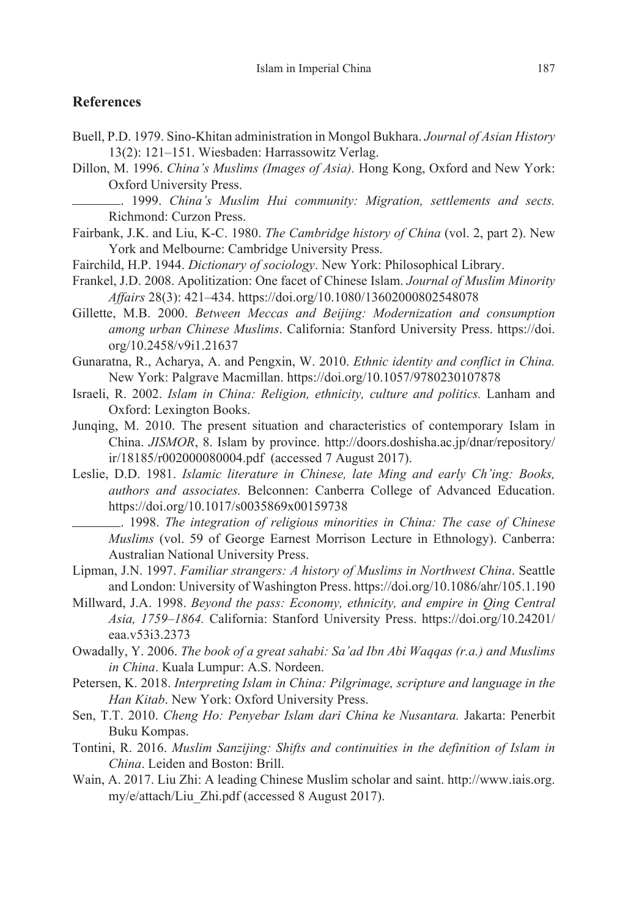## References

Buell, P.D. 1979. Sino-Khitan administration in Mongol Bukhara. *Journal of Asian History* 13(2): 121–151. Wiesbaden: Harrassowitz Verlag.

Dillon, M. 1996. *China's Muslims (Images of Asia).* Hong Kong, Oxford and New York: Oxford University Press.

________. 1999. *China's Muslim Hui community: Migration, settlements and sects.* Richmond: Curzon Press.

Fairbank, J.K. and Liu, K-C. 1980. *The Cambridge history of China* (vol. 2, part 2). New York and Melbourne: Cambridge University Press.

Fairchild, H.P. 1944. *Dictionary of sociology*. New York: Philosophical Library.

Frankel, J.D. 2008. Apolitization: One facet of Chinese Islam. *Journal of Muslim Minority Affairs* 28(3): 421–434. https://doi.org/10.1080/13602000802548078

Gillette, M.B. 2000. *Between Meccas and Beijing: Modernization and consumption among urban Chinese Muslims*. California: Stanford University Press. https://doi.org/10.2458/v9i1.21637

Gunaratna, R., Acharya, A. and Pengxin, W. 2010. *Ethnic identity and conflict in China.* New York: Palgrave Macmillan. https://doi.org/10.1057/9780230107878

Israeli, R. 2002. *Islam in China: Religion, ethnicity, culture and politics.* Lanham and Oxford: Lexington Books.

Junqing, M. 2010. The present situation and characteristics of contemporary Islam in China. *JISMOR*, 8. Islam by province. http://doors.doshisha.ac.jp/dnar/repository/ir/18185/r002000080004.pdf (accessed 7 August 2017).

Leslie, D.D. 1981. *Islamic literature in Chinese, late Ming and early Ch'ing: Books, authors and associates.* Belconnen: Canberra College of Advanced Education. https://doi.org/10.1017/s0035869x00159738

________. 1998. *The integration of religious minorities in China: The case of Chinese Muslims* (vol. 59 of George Earnest Morrison Lecture in Ethnology). Canberra: Australian National University Press.

Lipman, J.N. 1997. *Familiar strangers: A history of Muslims in Northwest China*. Seattle and London: University of Washington Press. https://doi.org/10.1086/ahr/105.1.190

Millward, J.A. 1998. *Beyond the pass: Economy, ethnicity, and empire in Qing Central Asia, 1759–1864.* California: Stanford University Press. https://doi.org/10.24201/eaa.v53i3.2373

Owadally, Y. 2006. *The book of a great sahabi: Sa'ad Ibn Abi Waqqas (r.a.) and Muslims in China*. Kuala Lumpur: A.S. Nordeen.

Petersen, K. 2018. *Interpreting Islam in China: Pilgrimage, scripture and language in the Han Kitab*. New York: Oxford University Press.

Sen, T.T. 2010. *Cheng Ho: Penyebar Islam dari China ke Nusantara.* Jakarta: Penerbit Buku Kompas.

Tontini, R. 2016. *Muslim Sanzijing: Shifts and continuities in the definition of Islam in China*. Leiden and Boston: Brill.

Wain, A. 2017. Liu Zhi: A leading Chinese Muslim scholar and saint. http://www.iais.org.my/e/attach/Liu_Zhi.pdf (accessed 8 August 2017).